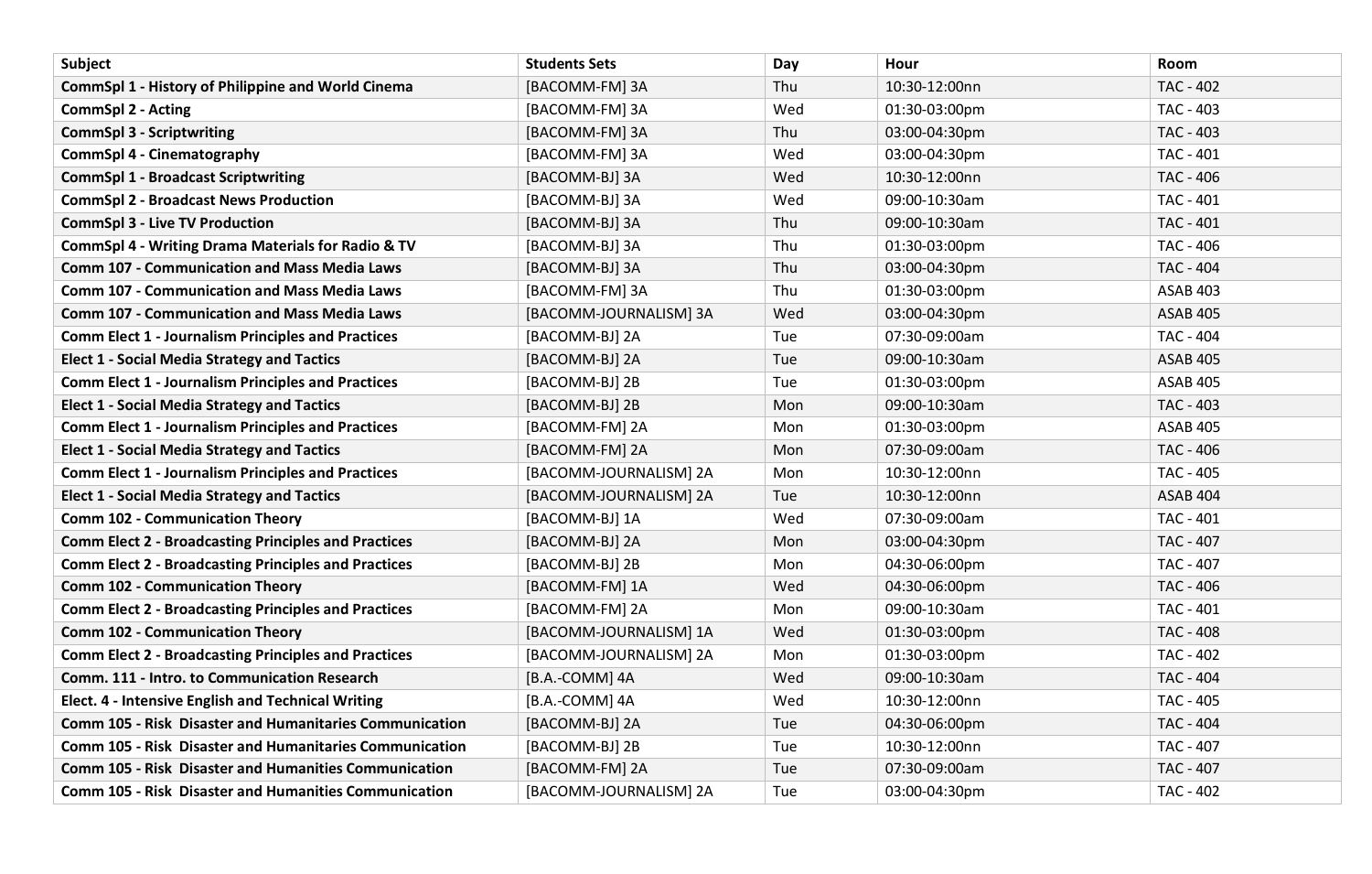| Subject | Students Sets | Day | Hour | Room |
| --- | --- | --- | --- | --- |
| **CommSpl 1 - History of Philippine and World Cinema** | [BACOMM-FM] 3A | Thu | 10:30-12:00nn | TAC - 402 |
| **CommSpl 2 - Acting** | [BACOMM-FM] 3A | Wed | 01:30-03:00pm | TAC - 403 |
| **CommSpl 3 - Scriptwriting** | [BACOMM-FM] 3A | Thu | 03:00-04:30pm | TAC - 403 |
| **CommSpl 4 - Cinematography** | [BACOMM-FM] 3A | Wed | 03:00-04:30pm | TAC - 401 |
| **CommSpl 1 - Broadcast Scriptwriting** | [BACOMM-BJ] 3A | Wed | 10:30-12:00nn | TAC - 406 |
| **CommSpl 2 - Broadcast News Production** | [BACOMM-BJ] 3A | Wed | 09:00-10:30am | TAC - 401 |
| **CommSpl 3 - Live TV Production** | [BACOMM-BJ] 3A | Thu | 09:00-10:30am | TAC - 401 |
| **CommSpl 4 - Writing Drama Materials for Radio & TV** | [BACOMM-BJ] 3A | Thu | 01:30-03:00pm | TAC - 406 |
| **Comm 107 - Communication and Mass Media Laws** | [BACOMM-BJ] 3A | Thu | 03:00-04:30pm | TAC - 404 |
| **Comm 107 - Communication and Mass Media Laws** | [BACOMM-FM] 3A | Thu | 01:30-03:00pm | ASAB 403 |
| **Comm 107 - Communication and Mass Media Laws** | [BACOMM-JOURNALISM] 3A | Wed | 03:00-04:30pm | ASAB 405 |
| **Comm Elect 1 - Journalism Principles and Practices** | [BACOMM-BJ] 2A | Tue | 07:30-09:00am | TAC - 404 |
| **Elect 1 - Social Media Strategy and Tactics** | [BACOMM-BJ] 2A | Tue | 09:00-10:30am | ASAB 405 |
| **Comm Elect 1 - Journalism Principles and Practices** | [BACOMM-BJ] 2B | Tue | 01:30-03:00pm | ASAB 405 |
| **Elect 1 - Social Media Strategy and Tactics** | [BACOMM-BJ] 2B | Mon | 09:00-10:30am | TAC - 403 |
| **Comm Elect 1 - Journalism Principles and Practices** | [BACOMM-FM] 2A | Mon | 01:30-03:00pm | ASAB 405 |
| **Elect 1 - Social Media Strategy and Tactics** | [BACOMM-FM] 2A | Mon | 07:30-09:00am | TAC - 406 |
| **Comm Elect 1 - Journalism Principles and Practices** | [BACOMM-JOURNALISM] 2A | Mon | 10:30-12:00nn | TAC - 405 |
| **Elect 1 - Social Media Strategy and Tactics** | [BACOMM-JOURNALISM] 2A | Tue | 10:30-12:00nn | ASAB 404 |
| **Comm 102 - Communication Theory** | [BACOMM-BJ] 1A | Wed | 07:30-09:00am | TAC - 401 |
| **Comm Elect 2 - Broadcasting Principles and Practices** | [BACOMM-BJ] 2A | Mon | 03:00-04:30pm | TAC - 407 |
| **Comm Elect 2 - Broadcasting Principles and Practices** | [BACOMM-BJ] 2B | Mon | 04:30-06:00pm | TAC - 407 |
| **Comm 102 - Communication Theory** | [BACOMM-FM] 1A | Wed | 04:30-06:00pm | TAC - 406 |
| **Comm Elect 2 - Broadcasting Principles and Practices** | [BACOMM-FM] 2A | Mon | 09:00-10:30am | TAC - 401 |
| **Comm 102 - Communication Theory** | [BACOMM-JOURNALISM] 1A | Wed | 01:30-03:00pm | TAC - 408 |
| **Comm Elect 2 - Broadcasting Principles and Practices** | [BACOMM-JOURNALISM] 2A | Mon | 01:30-03:00pm | TAC - 402 |
| **Comm. 111 - Intro. to Communication Research** | [B.A.-COMM] 4A | Wed | 09:00-10:30am | TAC - 404 |
| **Elect. 4 - Intensive English and Technical Writing** | [B.A.-COMM] 4A | Wed | 10:30-12:00nn | TAC - 405 |
| **Comm 105 - Risk Disaster and Humanitaries Communication** | [BACOMM-BJ] 2A | Tue | 04:30-06:00pm | TAC - 404 |
| **Comm 105 - Risk Disaster and Humanitaries Communication** | [BACOMM-BJ] 2B | Tue | 10:30-12:00nn | TAC - 407 |
| **Comm 105 - Risk Disaster and Humanities Communication** | [BACOMM-FM] 2A | Tue | 07:30-09:00am | TAC - 407 |
| **Comm 105 - Risk Disaster and Humanities Communication** | [BACOMM-JOURNALISM] 2A | Tue | 03:00-04:30pm | TAC - 402 |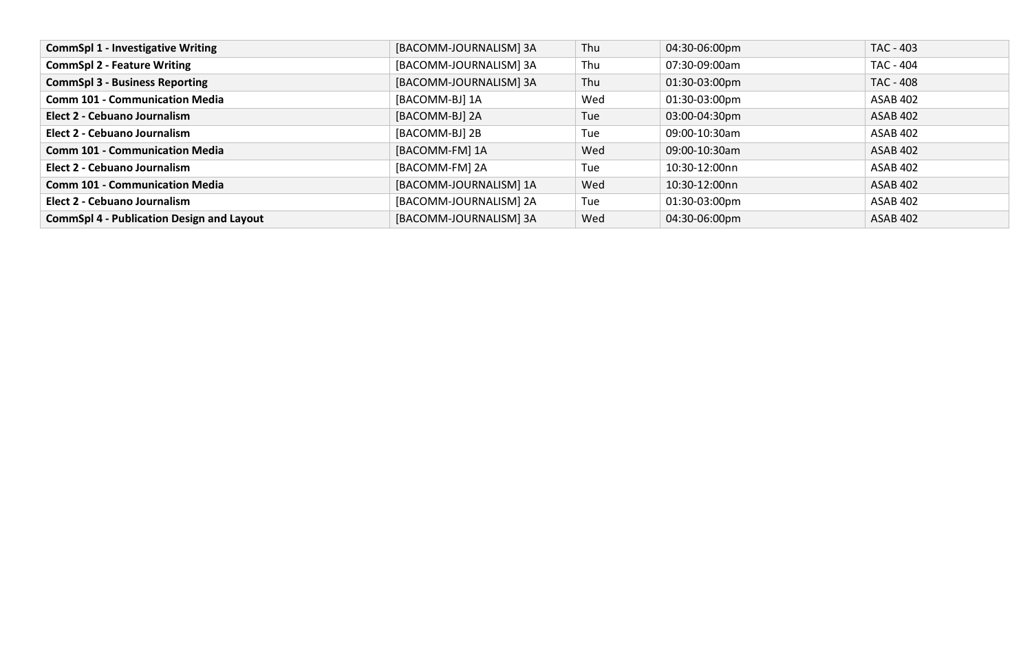| | | | | |
|---|---|---|---|---|
| **CommSpl 1 - Investigative Writing** | [BACOMM-JOURNALISM] 3A | Thu | 04:30-06:00pm | TAC - 403 |
| **CommSpl 2 - Feature Writing** | [BACOMM-JOURNALISM] 3A | Thu | 07:30-09:00am | TAC - 404 |
| **CommSpl 3 - Business Reporting** | [BACOMM-JOURNALISM] 3A | Thu | 01:30-03:00pm | TAC - 408 |
| **Comm 101 - Communication Media** | [BACOMM-BJ] 1A | Wed | 01:30-03:00pm | ASAB 402 |
| **Elect 2 - Cebuano Journalism** | [BACOMM-BJ] 2A | Tue | 03:00-04:30pm | ASAB 402 |
| **Elect 2 - Cebuano Journalism** | [BACOMM-BJ] 2B | Tue | 09:00-10:30am | ASAB 402 |
| **Comm 101 - Communication Media** | [BACOMM-FM] 1A | Wed | 09:00-10:30am | ASAB 402 |
| **Elect 2 - Cebuano Journalism** | [BACOMM-FM] 2A | Tue | 10:30-12:00nn | ASAB 402 |
| **Comm 101 - Communication Media** | [BACOMM-JOURNALISM] 1A | Wed | 10:30-12:00nn | ASAB 402 |
| **Elect 2 - Cebuano Journalism** | [BACOMM-JOURNALISM] 2A | Tue | 01:30-03:00pm | ASAB 402 |
| **CommSpl 4 - Publication Design and Layout** | [BACOMM-JOURNALISM] 3A | Wed | 04:30-06:00pm | ASAB 402 |